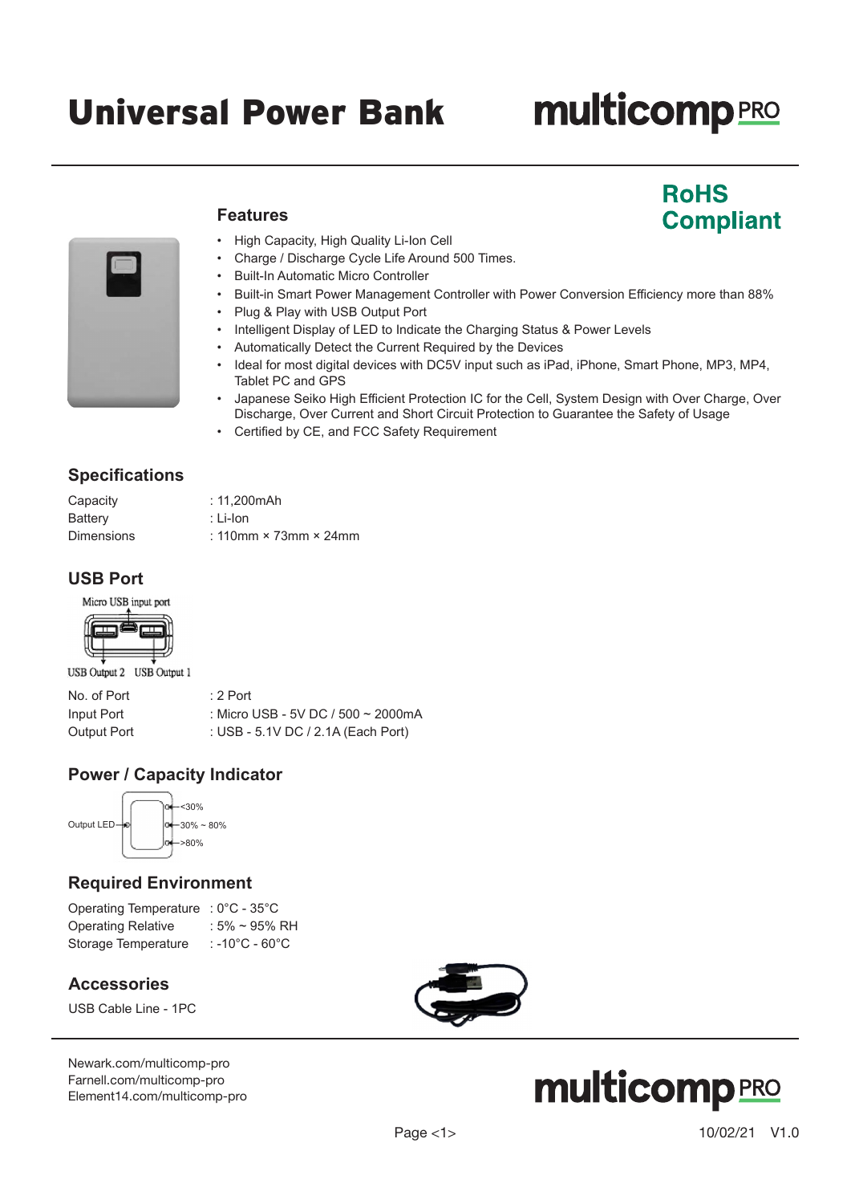# Universal Power Bank

multicomp PRO

**RoHS Compliant**

## Features

- High Capacity, High Quality Li-Ion Cell
- Charge / Discharge Cycle Life Around 500 Times.
- Built-In Automatic Micro Controller
- Built-in Smart Power Management Controller with Power Conversion Efficiency more than 88%
- Plug & Play with USB Output Port
- Intelligent Display of LED to Indicate the Charging Status & Power Levels
- Automatically Detect the Current Required by the Devices
- Ideal for most digital devices with DC5V input such as iPad, iPhone, Smart Phone, MP3, MP4, Tablet PC and GPS
- Japanese Seiko High Efficient Protection IC for the Cell, System Design with Over Charge, Over Discharge, Over Current and Short Circuit Protection to Guarantee the Safety of Usage
- Certified by CE, and FCC Safety Requirement

## Specifications

| | |
|---|---|
| Capacity | : 11,200mAh |
| Battery | : Li-Ion |
| Dimensions | : 110mm × 73mm × 24mm |

## USB Port

Micro USB input port

USB Output 2 USB Output 1

| | |
|---|---|
| No. of Port | : 2 Port |
| Input Port | : Micro USB - 5V DC / 500 ~ 2000mA |
| Output Port | : USB - 5.1V DC / 2.1A (Each Port) |

## Power / Capacity Indicator

Output LED

<30%

30% ~ 80%

>80%

## Required Environment

| | |
|---|---|
| Operating Temperature | : 0°C - 35°C |
| Operating Relative | : 5% ~ 95% RH |
| Storage Temperature | : -10°C - 60°C |

## Accessories

USB Cable Line - 1PC

Newark.com/multicomp-pro
Farnell.com/multicomp-pro
Element14.com/multicomp-pro

multicomp PRO

10/02/21 V1.0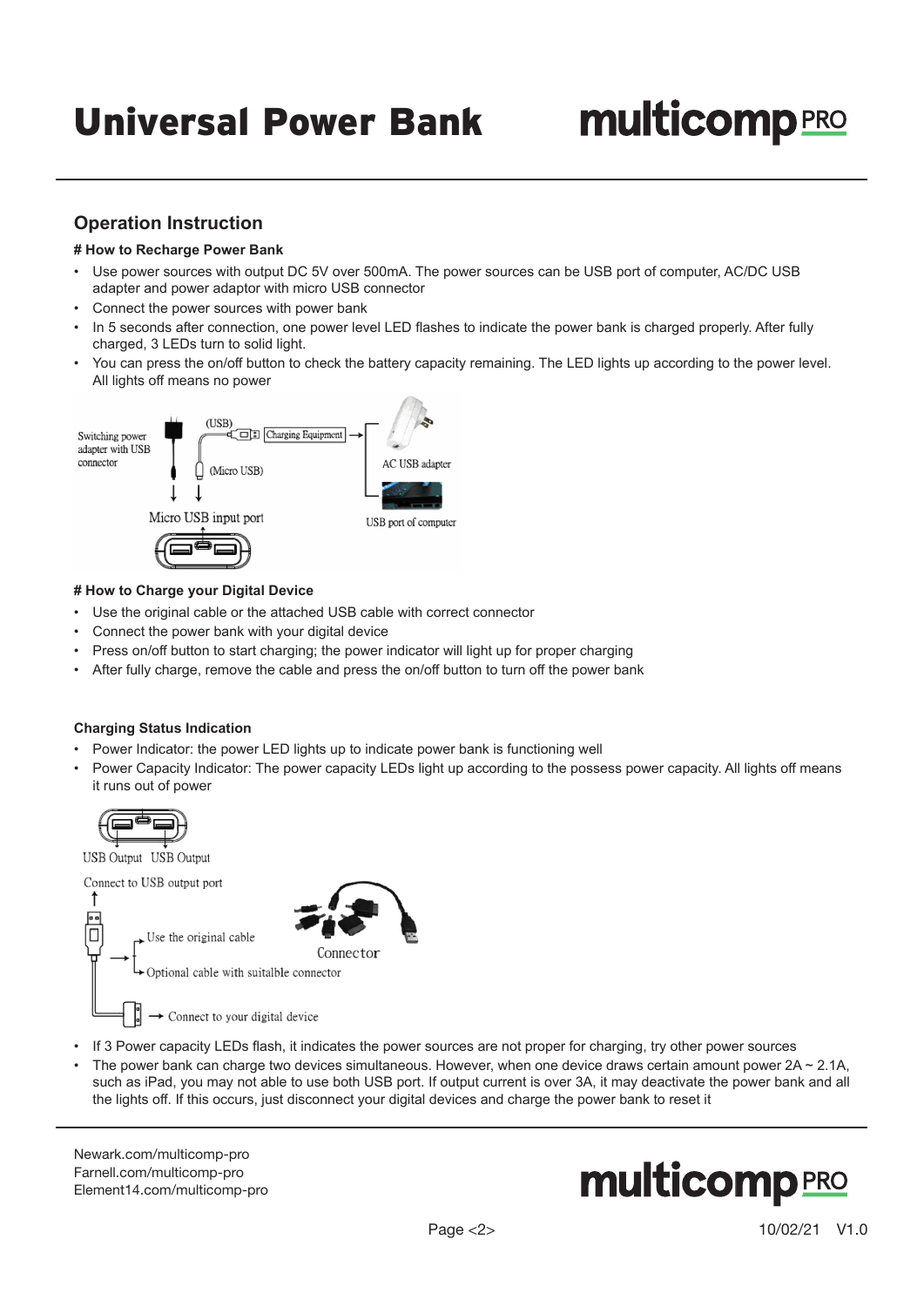## Operation Instruction

**# How to Recharge Power Bank**

- Use power sources with output DC 5V over 500mA. The power sources can be USB port of computer, AC/DC USB adapter and power adaptor with micro USB connector
- Connect the power sources with power bank
- In 5 seconds after connection, one power level LED flashes to indicate the power bank is charged properly. After fully charged, 3 LEDs turn to solid light.
- You can press the on/off button to check the battery capacity remaining. The LED lights up according to the power level. All lights off means no power

Switching power adapter with USB connector

(USB)

Charging Equipment

AC USB adapter

(Micro USB)

Micro USB input port

USB port of computer

**# How to Charge your Digital Device**

- Use the original cable or the attached USB cable with correct connector
- Connect the power bank with your digital device
- Press on/off button to start charging; the power indicator will light up for proper charging
- After fully charge, remove the cable and press the on/off button to turn off the power bank

**Charging Status Indication**

- Power Indicator: the power LED lights up to indicate power bank is functioning well
- Power Capacity Indicator: The power capacity LEDs light up according to the possess power capacity. All lights off means it runs out of power

USB Output USB Output

Connect to USB output port

Use the original cable

Connector

Optional cable with suitalble connector

Connect to your digital device

- If 3 Power capacity LEDs flash, it indicates the power sources are not proper for charging, try other power sources
- The power bank can charge two devices simultaneous. However, when one device draws certain amount power 2A ~ 2.1A, such as iPad, you may not able to use both USB port. If output current is over 3A, it may deactivate the power bank and all the lights off. If this occurs, just disconnect your digital devices and charge the power bank to reset it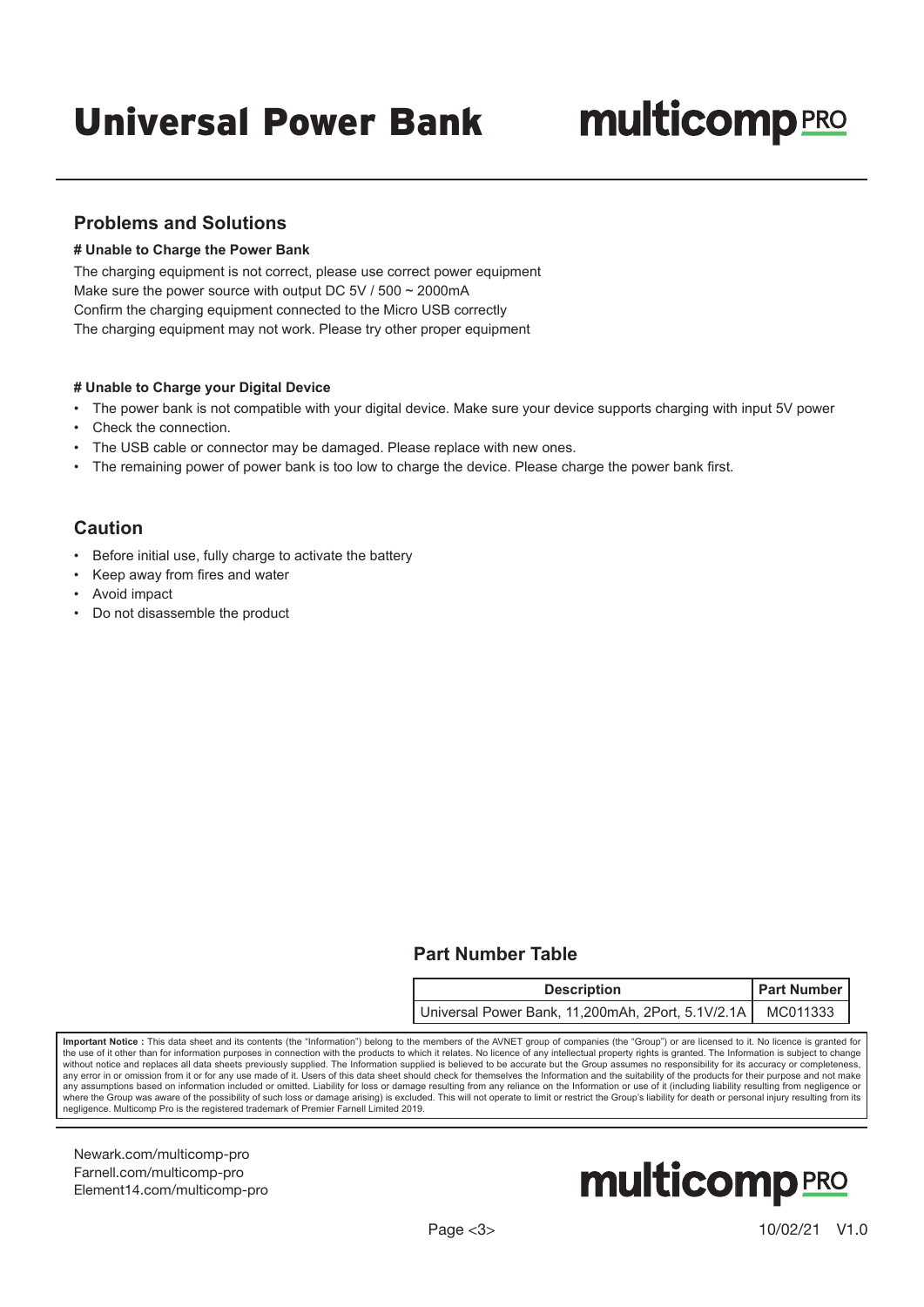## Problems and Solutions

**# Unable to Charge the Power Bank**

The charging equipment is not correct, please use correct power equipment
Make sure the power source with output DC 5V / 500 ~ 2000mA
Confirm the charging equipment connected to the Micro USB correctly
The charging equipment may not work. Please try other proper equipment

**# Unable to Charge your Digital Device**

- The power bank is not compatible with your digital device. Make sure your device supports charging with input 5V power
- Check the connection.
- The USB cable or connector may be damaged. Please replace with new ones.
- The remaining power of power bank is too low to charge the device. Please charge the power bank first.

## Caution

- Before initial use, fully charge to activate the battery
- Keep away from fires and water
- Avoid impact
- Do not disassemble the product

### Part Number Table

| Description | Part Number |
|---|---|
| Universal Power Bank, 11,200mAh, 2Port, 5.1V/2.1A | MC011333 |

**Important Notice :** This data sheet and its contents (the "Information") belong to the members of the AVNET group of companies (the "Group") or are licensed to it. No licence is granted for the use of it other than for information purposes in connection with the products to which it relates. No licence of any intellectual property rights is granted. The Information is subject to change without notice and replaces all data sheets previously supplied. The Information supplied is believed to be accurate but the Group assumes no responsibility for its accuracy or completeness, any error in or omission from it or for any use made of it. Users of this data sheet should check for themselves the Information and the suitability of the products for their purpose and not make any assumptions based on information included or omitted. Liability for loss or damage resulting from any reliance on the Information or use of it (including liability resulting from negligence or where the Group was aware of the possibility of such loss or damage arising) is excluded. This will not operate to limit or restrict the Group's liability for death or personal injury resulting from its negligence. Multicomp Pro is the registered trademark of Premier Farnell Limited 2019.

Newark.com/multicomp-pro
Farnell.com/multicomp-pro
Element14.com/multicomp-pro